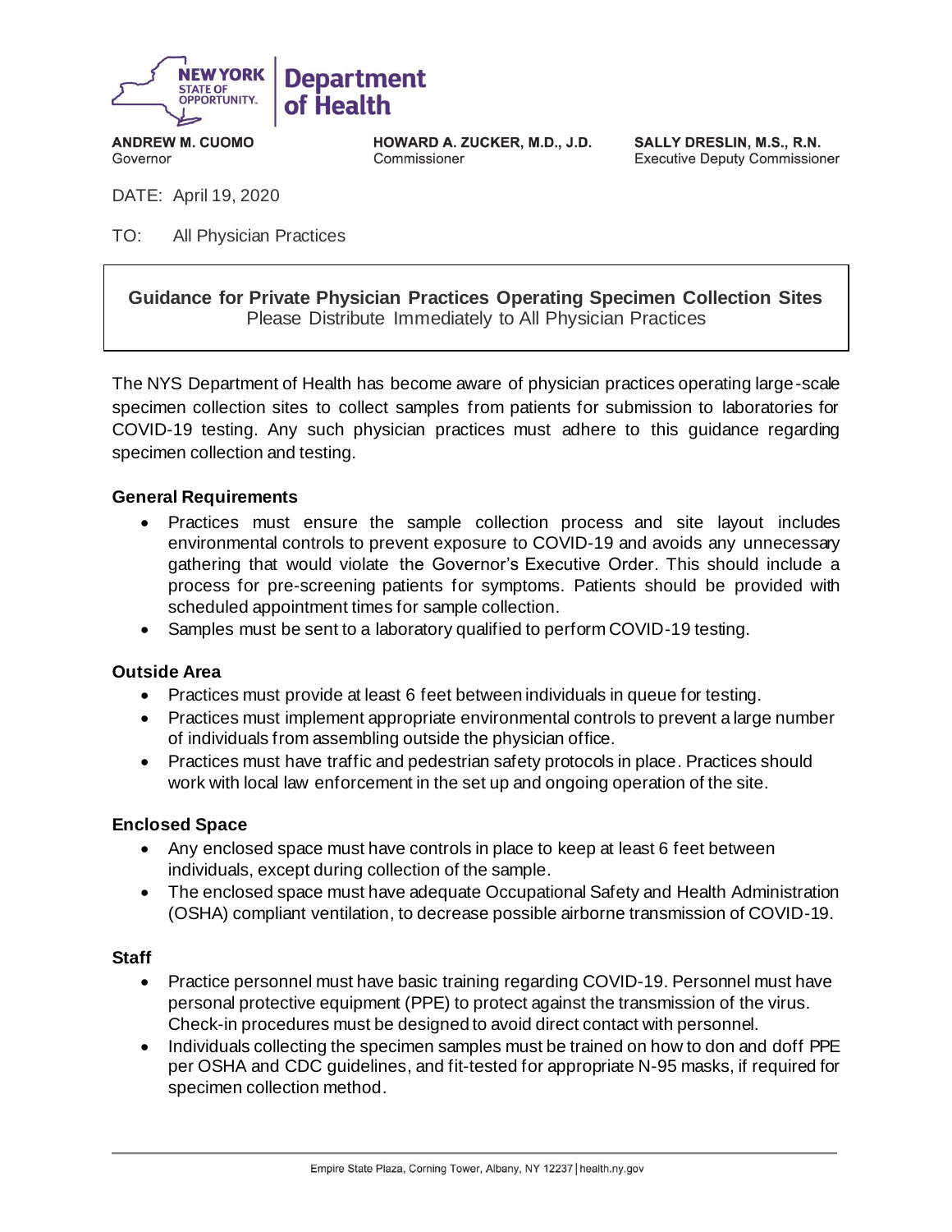NEW YORK STATE OF OPPORTUNITY. | Department of Health

**ANDREW M. CUOMO**
Governor

**HOWARD A. ZUCKER, M.D., J.D.**
Commissioner

**SALLY DRESLIN, M.S., R.N.**
Executive Deputy Commissioner

DATE: April 19, 2020

TO: All Physician Practices

**Guidance for Private Physician Practices Operating Specimen Collection Sites**
Please Distribute Immediately to All Physician Practices

The NYS Department of Health has become aware of physician practices operating large-scale specimen collection sites to collect samples from patients for submission to laboratories for COVID-19 testing. Any such physician practices must adhere to this guidance regarding specimen collection and testing.

### General Requirements

- Practices must ensure the sample collection process and site layout includes environmental controls to prevent exposure to COVID-19 and avoids any unnecessary gathering that would violate the Governor's Executive Order. This should include a process for pre-screening patients for symptoms. Patients should be provided with scheduled appointment times for sample collection.
- Samples must be sent to a laboratory qualified to perform COVID-19 testing.

### Outside Area

- Practices must provide at least 6 feet between individuals in queue for testing.
- Practices must implement appropriate environmental controls to prevent a large number of individuals from assembling outside the physician office.
- Practices must have traffic and pedestrian safety protocols in place. Practices should work with local law enforcement in the set up and ongoing operation of the site.

### Enclosed Space

- Any enclosed space must have controls in place to keep at least 6 feet between individuals, except during collection of the sample.
- The enclosed space must have adequate Occupational Safety and Health Administration (OSHA) compliant ventilation, to decrease possible airborne transmission of COVID-19.

### Staff

- Practice personnel must have basic training regarding COVID-19. Personnel must have personal protective equipment (PPE) to protect against the transmission of the virus. Check-in procedures must be designed to avoid direct contact with personnel.
- Individuals collecting the specimen samples must be trained on how to don and doff PPE per OSHA and CDC guidelines, and fit-tested for appropriate N-95 masks, if required for specimen collection method.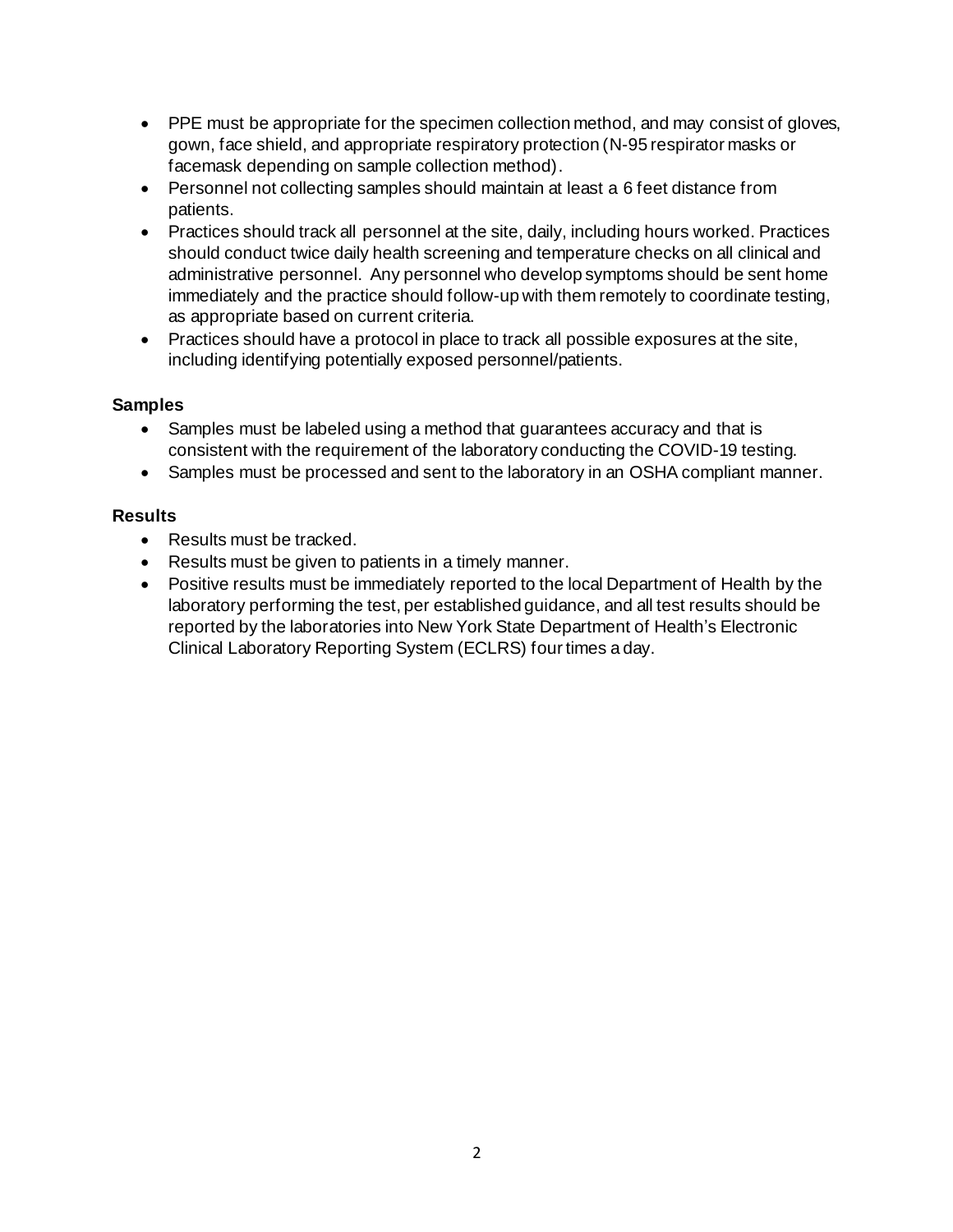- PPE must be appropriate for the specimen collection method, and may consist of gloves, gown, face shield, and appropriate respiratory protection (N-95 respirator masks or facemask depending on sample collection method).
- Personnel not collecting samples should maintain at least a 6 feet distance from patients.
- Practices should track all personnel at the site, daily, including hours worked. Practices should conduct twice daily health screening and temperature checks on all clinical and administrative personnel. Any personnel who develop symptoms should be sent home immediately and the practice should follow-up with them remotely to coordinate testing, as appropriate based on current criteria.
- Practices should have a protocol in place to track all possible exposures at the site, including identifying potentially exposed personnel/patients.

**Samples**

- Samples must be labeled using a method that guarantees accuracy and that is consistent with the requirement of the laboratory conducting the COVID-19 testing.
- Samples must be processed and sent to the laboratory in an OSHA compliant manner.

**Results**

- Results must be tracked.
- Results must be given to patients in a timely manner.
- Positive results must be immediately reported to the local Department of Health by the laboratory performing the test, per established guidance, and all test results should be reported by the laboratories into New York State Department of Health's Electronic Clinical Laboratory Reporting System (ECLRS) four times a day.